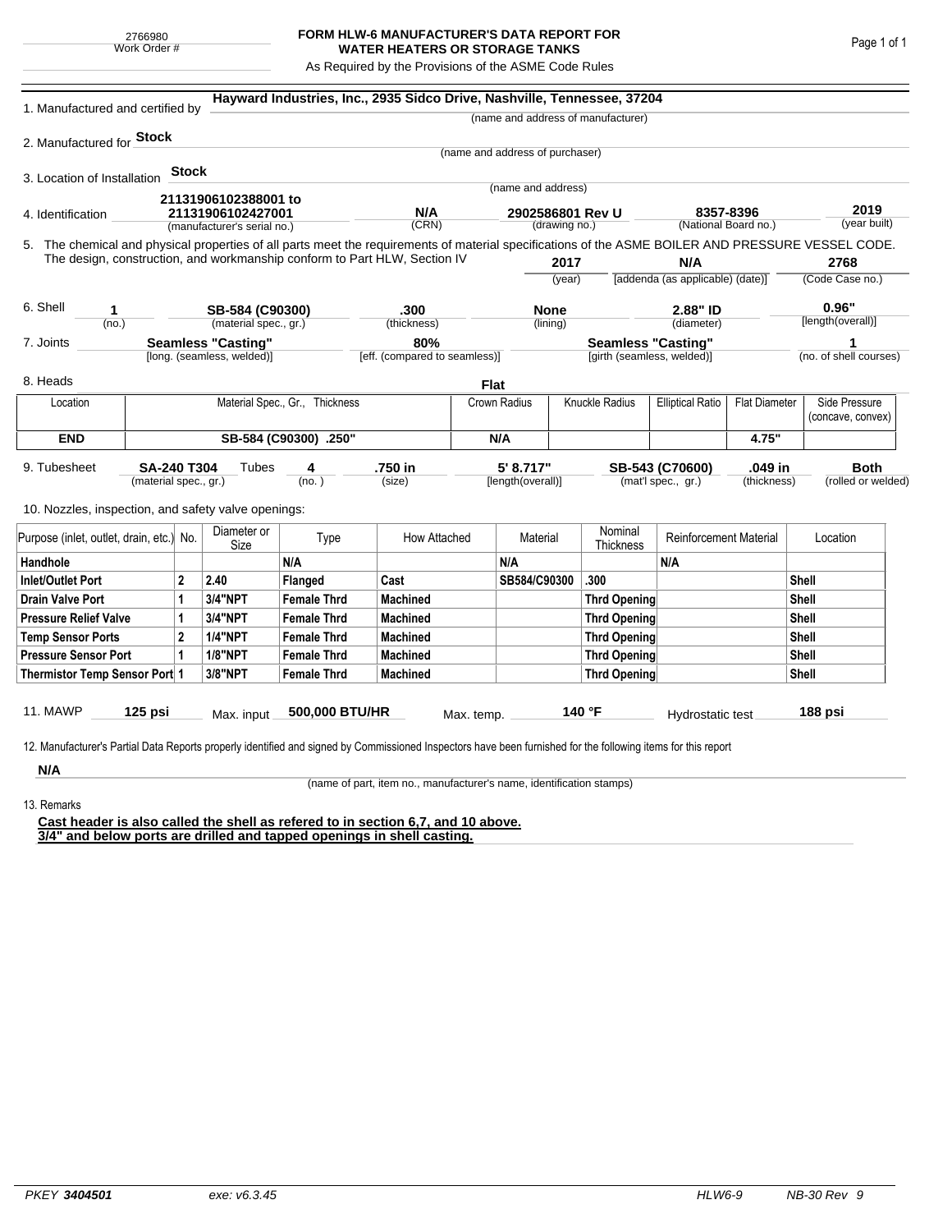2766980
Work Order #

# FORM HLW-6 MANUFACTURER'S DATA REPORT FOR WATER HEATERS OR STORAGE TANKS

As Required by the Provisions of the ASME Code Rules

1. Manufactured and certified by **Hayward Industries, Inc., 2935 Sidco Drive, Nashville, Tennessee, 37204**
(name and address of manufacturer)

2. Manufactured for **Stock**
(name and address of purchaser)

3. Location of Installation **Stock**
(name and address)

4. Identification **21131906102388001 to 21131906102427001** (manufacturer's serial no.) **N/A** (CRN) **2902586801 Rev U** (drawing no.) **8357-8396** (National Board no.) **2019** (year built)

5. The chemical and physical properties of all parts meet the requirements of material specifications of the ASME BOILER AND PRESSURE VESSEL CODE. The design, construction, and workmanship conform to Part HLW, Section IV **2017** (year) **N/A** [addenda (as applicable) (date)] **2768** (Code Case no.)

6. Shell **1** (no.) **SB-584 (C90300)** (material spec., gr.) **.300** (thickness) **None** (lining) **2.88" ID** (diameter) **0.96"** [length(overall)]

7. Joints **Seamless "Casting"** [long. (seamless, welded)] **80%** [eff. (compared to seamless)] **Seamless "Casting"** [girth (seamless, welded)] **1** (no. of shell courses)

8. Heads **Flat**

| Location | Material Spec., Gr., Thickness | Crown Radius | Knuckle Radius | Elliptical Ratio | Flat Diameter | Side Pressure (concave, convex) |
|---|---|---|---|---|---|---|
| **END** | **SB-584 (C90300) .250"** | **N/A** | | | **4.75"** | |

9. Tubesheet **SA-240 T304** (material spec., gr.) Tubes **4** (no.) **.750 in** (size) **5' 8.717"** [length(overall)] **SB-543 (C70600)** (mat'l spec., gr.) **.049 in** (thickness) **Both** (rolled or welded)

10. Nozzles, inspection, and safety valve openings:

| Purpose (inlet, outlet, drain, etc.) | No. | Diameter or Size | Type | How Attached | Material | Nominal Thickness | Reinforcement Material | Location |
|---|---|---|---|---|---|---|---|---|
| **Handhole** | | | **N/A** | | **N/A** | | **N/A** | |
| **Inlet/Outlet Port** | **2** | **2.40** | **Flanged** | **Cast** | **SB584/C90300** | **.300** | | **Shell** |
| **Drain Valve Port** | **1** | **3/4"NPT** | **Female Thrd** | **Machined** | | **Thrd Opening** | | **Shell** |
| **Pressure Relief Valve** | **1** | **3/4"NPT** | **Female Thrd** | **Machined** | | **Thrd Opening** | | **Shell** |
| **Temp Sensor Ports** | **2** | **1/4"NPT** | **Female Thrd** | **Machined** | | **Thrd Opening** | | **Shell** |
| **Pressure Sensor Port** | **1** | **1/8"NPT** | **Female Thrd** | **Machined** | | **Thrd Opening** | | **Shell** |
| **Thermistor Temp Sensor Port** | **1** | **3/8"NPT** | **Female Thrd** | **Machined** | | **Thrd Opening** | | **Shell** |

11. MAWP **125 psi** Max. input **500,000 BTU/HR** Max. temp. **140 °F** Hydrostatic test **188 psi**

12. Manufacturer's Partial Data Reports properly identified and signed by Commissioned Inspectors have been furnished for the following items for this report

**N/A**
(name of part, item no., manufacturer's name, identification stamps)

13. Remarks

**Cast header is also called the shell as refered to in section 6,7, and 10 above.**
**3/4" and below ports are drilled and tapped openings in shell casting.**

*PKEY* **3404501** *exe: v6.3.45* *HLW6-9* *NB-30 Rev 9*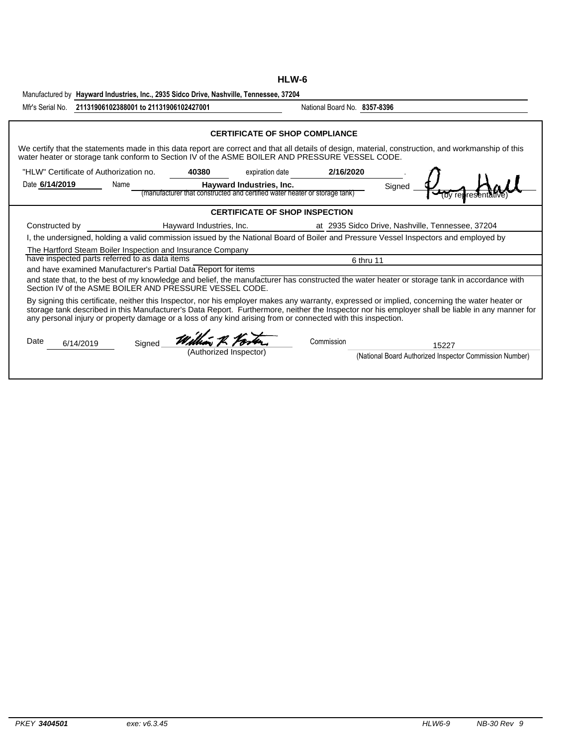# HLW-6

Manufactured by **Hayward Industries, Inc., 2935 Sidco Drive, Nashville, Tennessee, 37204**

Mfr's Serial No. **21131906102388001 to 21131906102427001** National Board No. **8357-8396**

## CERTIFICATE OF SHOP COMPLIANCE

We certify that the statements made in this data report are correct and that all details of design, material, construction, and workmanship of this water heater or storage tank conform to Section IV of the ASME BOILER AND PRESSURE VESSEL CODE.

"HLW" Certificate of Authorization no. **40380** expiration date **2/16/2020**

Date **6/14/2019** Name **Hayward Industries, Inc.** (manufacturer that constructed and certified water heater or storage tank) Signed _(signature)_ (by representative)

## CERTIFICATE OF SHOP INSPECTION

Constructed by Hayward Industries, Inc. at 2935 Sidco Drive, Nashville, Tennessee, 37204

I, the undersigned, holding a valid commission issued by the National Board of Boiler and Pressure Vessel Inspectors and employed by The Hartford Steam Boiler Inspection and Insurance Company

have inspected parts referred to as data items 6 thru 11

and have examined Manufacturer's Partial Data Report for items

and state that, to the best of my knowledge and belief, the manufacturer has constructed the water heater or storage tank in accordance with Section IV of the ASME BOILER AND PRESSURE VESSEL CODE.

By signing this certificate, neither this Inspector, nor his employer makes any warranty, expressed or implied, concerning the water heater or storage tank described in this Manufacturer's Data Report. Furthermore, neither the Inspector nor his employer shall be liable in any manner for any personal injury or property damage or a loss of any kind arising from or connected with this inspection.

Date 6/14/2019 Signed _(signature)_ (Authorized Inspector) Commission 15227 (National Board Authorized Inspector Commission Number)

*PKEY 3404501* *exe: v6.3.45* *HLW6-9* *NB-30 Rev 9*